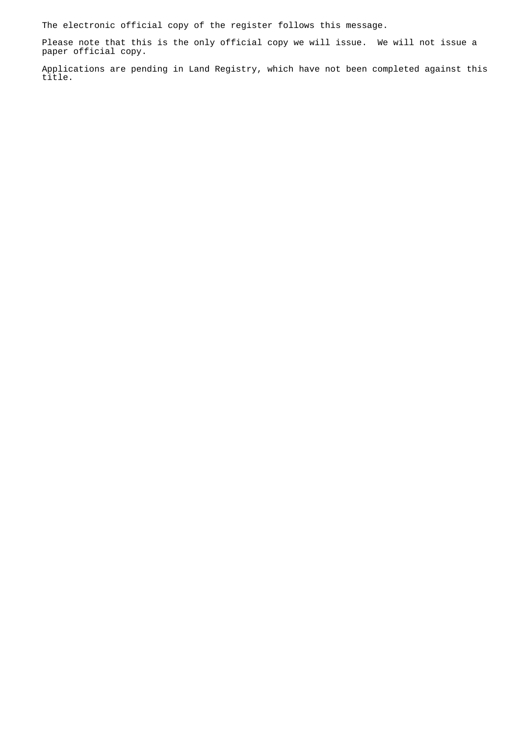The electronic official copy of the register follows this message.

Please note that this is the only official copy we will issue. We will not issue a paper official copy.

Applications are pending in Land Registry, which have not been completed against this title.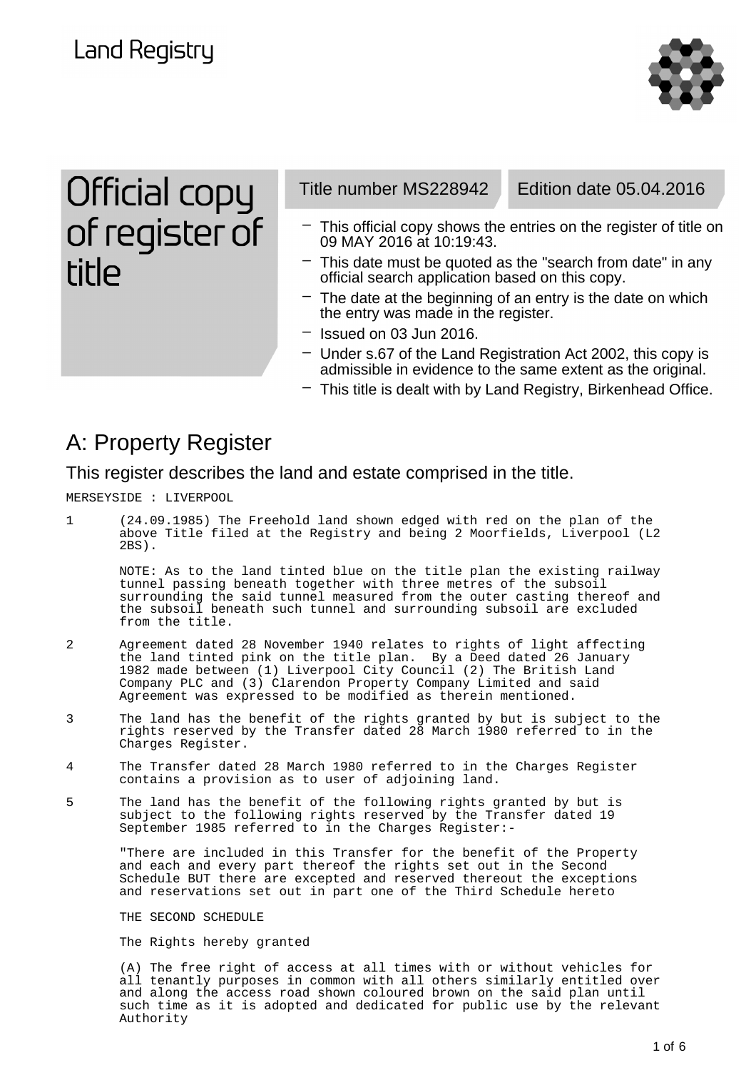Land Registry

# Official copy of register of title

**Title number MS228942** | **Edition date 05.04.2016**

- This official copy shows the entries on the register of title on 09 MAY 2016 at 10:19:43.
- This date must be quoted as the "search from date" in any official search application based on this copy.
- The date at the beginning of an entry is the date on which the entry was made in the register.
- Issued on 03 Jun 2016.
- Under s.67 of the Land Registration Act 2002, this copy is admissible in evidence to the same extent as the original.
- This title is dealt with by Land Registry, Birkenhead Office.

## A: Property Register

This register describes the land and estate comprised in the title.

MERSEYSIDE : LIVERPOOL

1 (24.09.1985) The Freehold land shown edged with red on the plan of the above Title filed at the Registry and being 2 Moorfields, Liverpool (L2 2BS).

NOTE: As to the land tinted blue on the title plan the existing railway tunnel passing beneath together with three metres of the subsoil surrounding the said tunnel measured from the outer casting thereof and the subsoil beneath such tunnel and surrounding subsoil are excluded from the title.

2 Agreement dated 28 November 1940 relates to rights of light affecting the land tinted pink on the title plan. By a Deed dated 26 January 1982 made between (1) Liverpool City Council (2) The British Land Company PLC and (3) Clarendon Property Company Limited and said Agreement was expressed to be modified as therein mentioned.

3 The land has the benefit of the rights granted by but is subject to the rights reserved by the Transfer dated 28 March 1980 referred to in the Charges Register.

4 The Transfer dated 28 March 1980 referred to in the Charges Register contains a provision as to user of adjoining land.

5 The land has the benefit of the following rights granted by but is subject to the following rights reserved by the Transfer dated 19 September 1985 referred to in the Charges Register:-

"There are included in this Transfer for the benefit of the Property and each and every part thereof the rights set out in the Second Schedule BUT there are excepted and reserved thereout the exceptions and reservations set out in part one of the Third Schedule hereto

THE SECOND SCHEDULE

The Rights hereby granted

(A) The free right of access at all times with or without vehicles for all tenantly purposes in common with all others similarly entitled over and along the access road shown coloured brown on the said plan until such time as it is adopted and dedicated for public use by the relevant Authority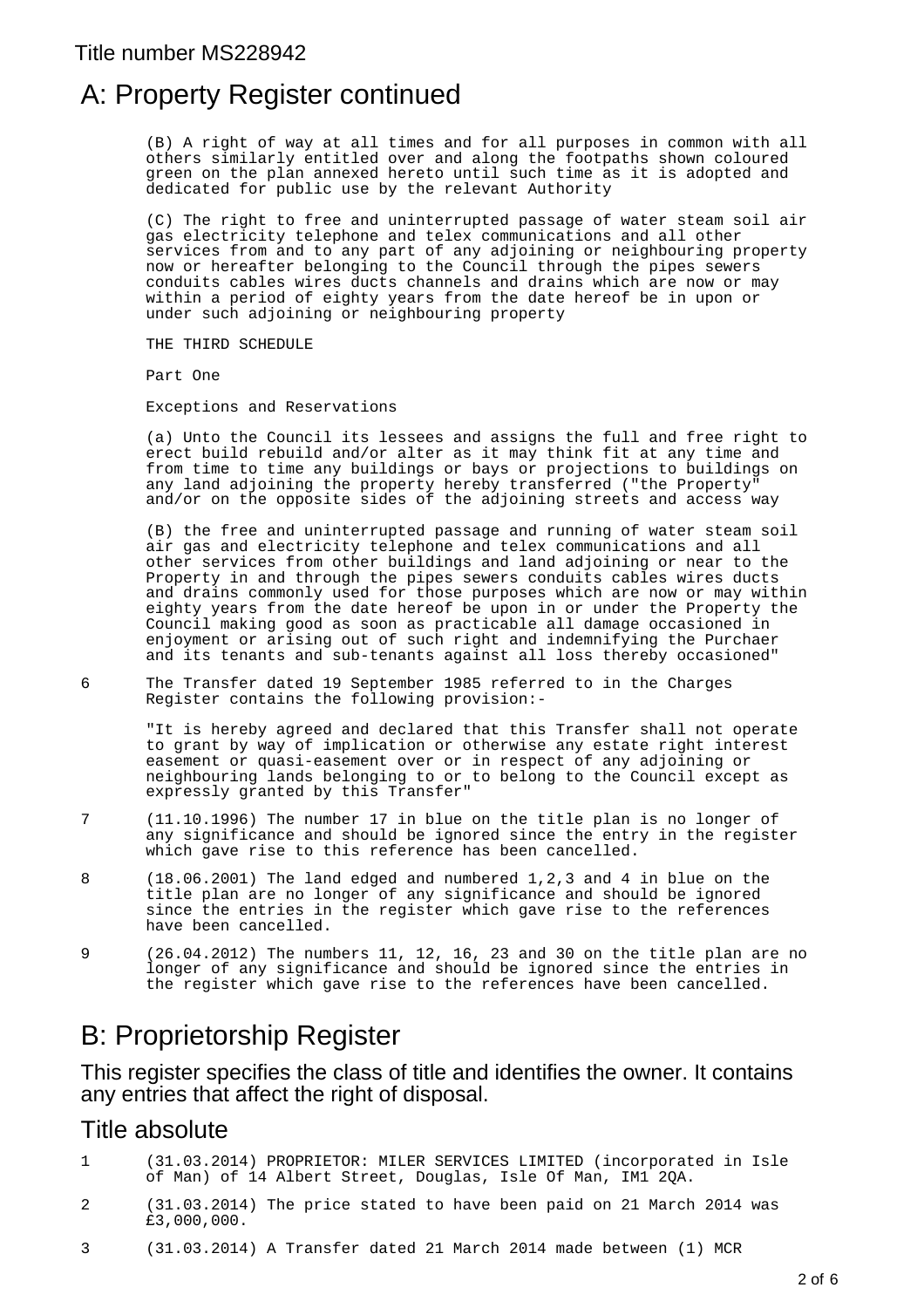Title number MS228942

# A: Property Register continued

(B) A right of way at all times and for all purposes in common with all others similarly entitled over and along the footpaths shown coloured green on the plan annexed hereto until such time as it is adopted and dedicated for public use by the relevant Authority

(C) The right to free and uninterrupted passage of water steam soil air gas electricity telephone and telex communications and all other services from and to any part of any adjoining or neighbouring property now or hereafter belonging to the Council through the pipes sewers conduits cables wires ducts channels and drains which are now or may within a period of eighty years from the date hereof be in upon or under such adjoining or neighbouring property

THE THIRD SCHEDULE

Part One

Exceptions and Reservations

(a) Unto the Council its lessees and assigns the full and free right to erect build rebuild and/or alter as it may think fit at any time and from time to time any buildings or bays or projections to buildings on any land adjoining the property hereby transferred ("the Property" and/or on the opposite sides of the adjoining streets and access way

(B) the free and uninterrupted passage and running of water steam soil air gas and electricity telephone and telex communications and all other services from other buildings and land adjoining or near to the Property in and through the pipes sewers conduits cables wires ducts and drains commonly used for those purposes which are now or may within eighty years from the date hereof be upon in or under the Property the Council making good as soon as practicable all damage occasioned in enjoyment or arising out of such right and indemnifying the Purchaer and its tenants and sub-tenants against all loss thereby occasioned"

6 The Transfer dated 19 September 1985 referred to in the Charges Register contains the following provision:-

"It is hereby agreed and declared that this Transfer shall not operate to grant by way of implication or otherwise any estate right interest easement or quasi-easement over or in respect of any adjoining or neighbouring lands belonging to or to belong to the Council except as expressly granted by this Transfer"

7 (11.10.1996) The number 17 in blue on the title plan is no longer of any significance and should be ignored since the entry in the register which gave rise to this reference has been cancelled.

8 (18.06.2001) The land edged and numbered 1,2,3 and 4 in blue on the title plan are no longer of any significance and should be ignored since the entries in the register which gave rise to the references have been cancelled.

9 (26.04.2012) The numbers 11, 12, 16, 23 and 30 on the title plan are no longer of any significance and should be ignored since the entries in the register which gave rise to the references have been cancelled.

# B: Proprietorship Register

This register specifies the class of title and identifies the owner. It contains any entries that affect the right of disposal.

## Title absolute

1 (31.03.2014) PROPRIETOR: MILER SERVICES LIMITED (incorporated in Isle of Man) of 14 Albert Street, Douglas, Isle Of Man, IM1 2QA.

2 (31.03.2014) The price stated to have been paid on 21 March 2014 was £3,000,000.

3 (31.03.2014) A Transfer dated 21 March 2014 made between (1) MCR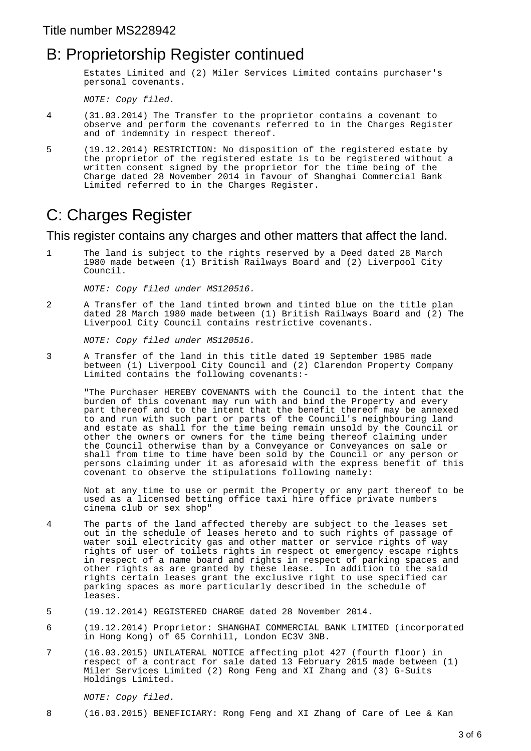## B: Proprietorship Register continued

Estates Limited and (2) Miler Services Limited contains purchaser's personal covenants.

*NOTE: Copy filed.*

4 (31.03.2014) The Transfer to the proprietor contains a covenant to observe and perform the covenants referred to in the Charges Register and of indemnity in respect thereof.

5 (19.12.2014) RESTRICTION: No disposition of the registered estate by the proprietor of the registered estate is to be registered without a written consent signed by the proprietor for the time being of the Charge dated 28 November 2014 in favour of Shanghai Commercial Bank Limited referred to in the Charges Register.

## C: Charges Register

### This register contains any charges and other matters that affect the land.

1 The land is subject to the rights reserved by a Deed dated 28 March 1980 made between (1) British Railways Board and (2) Liverpool City Council.

*NOTE: Copy filed under MS120516.*

2 A Transfer of the land tinted brown and tinted blue on the title plan dated 28 March 1980 made between (1) British Railways Board and (2) The Liverpool City Council contains restrictive covenants.

*NOTE: Copy filed under MS120516.*

3 A Transfer of the land in this title dated 19 September 1985 made between (1) Liverpool City Council and (2) Clarendon Property Company Limited contains the following covenants:-

"The Purchaser HEREBY COVENANTS with the Council to the intent that the burden of this covenant may run with and bind the Property and every part thereof and to the intent that the benefit thereof may be annexed to and run with such part or parts of the Council's neighbouring land and estate as shall for the time being remain unsold by the Council or other the owners or owners for the time being thereof claiming under the Council otherwise than by a Conveyance or Conveyances on sale or shall from time to time have been sold by the Council or any person or persons claiming under it as aforesaid with the express benefit of this covenant to observe the stipulations following namely:

Not at any time to use or permit the Property or any part thereof to be used as a licensed betting office taxi hire office private numbers cinema club or sex shop"

4 The parts of the land affected thereby are subject to the leases set out in the schedule of leases hereto and to such rights of passage of water soil electricity gas and other matter or service rights of way rights of user of toilets rights in respect ot emergency escape rights in respect of a name board and rights in respect of parking spaces and other rights as are granted by these lease. In addition to the said rights certain leases grant the exclusive right to use specified car parking spaces as more particularly described in the schedule of leases.

5 (19.12.2014) REGISTERED CHARGE dated 28 November 2014.

6 (19.12.2014) Proprietor: SHANGHAI COMMERCIAL BANK LIMITED (incorporated in Hong Kong) of 65 Cornhill, London EC3V 3NB.

7 (16.03.2015) UNILATERAL NOTICE affecting plot 427 (fourth floor) in respect of a contract for sale dated 13 February 2015 made between (1) Miler Services Limited (2) Rong Feng and XI Zhang and (3) G-Suits Holdings Limited.

*NOTE: Copy filed.*

8 (16.03.2015) BENEFICIARY: Rong Feng and XI Zhang of Care of Lee & Kan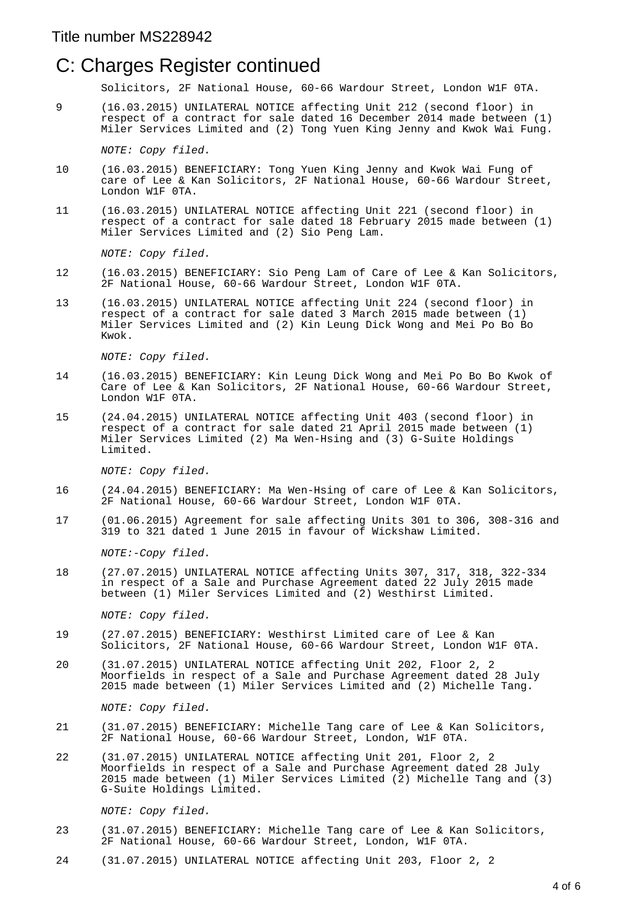Title number MS228942

## C: Charges Register continued

Solicitors, 2F National House, 60-66 Wardour Street, London W1F 0TA.

9 (16.03.2015) UNILATERAL NOTICE affecting Unit 212 (second floor) in respect of a contract for sale dated 16 December 2014 made between (1) Miler Services Limited and (2) Tong Yuen King Jenny and Kwok Wai Fung.

*NOTE: Copy filed.*

10 (16.03.2015) BENEFICIARY: Tong Yuen King Jenny and Kwok Wai Fung of care of Lee & Kan Solicitors, 2F National House, 60-66 Wardour Street, London W1F 0TA.

11 (16.03.2015) UNILATERAL NOTICE affecting Unit 221 (second floor) in respect of a contract for sale dated 18 February 2015 made between (1) Miler Services Limited and (2) Sio Peng Lam.

*NOTE: Copy filed.*

12 (16.03.2015) BENEFICIARY: Sio Peng Lam of Care of Lee & Kan Solicitors, 2F National House, 60-66 Wardour Street, London W1F 0TA.

13 (16.03.2015) UNILATERAL NOTICE affecting Unit 224 (second floor) in respect of a contract for sale dated 3 March 2015 made between (1) Miler Services Limited and (2) Kin Leung Dick Wong and Mei Po Bo Bo Kwok.

*NOTE: Copy filed.*

14 (16.03.2015) BENEFICIARY: Kin Leung Dick Wong and Mei Po Bo Bo Kwok of Care of Lee & Kan Solicitors, 2F National House, 60-66 Wardour Street, London W1F 0TA.

15 (24.04.2015) UNILATERAL NOTICE affecting Unit 403 (second floor) in respect of a contract for sale dated 21 April 2015 made between (1) Miler Services Limited (2) Ma Wen-Hsing and (3) G-Suite Holdings Limited.

*NOTE: Copy filed.*

16 (24.04.2015) BENEFICIARY: Ma Wen-Hsing of care of Lee & Kan Solicitors, 2F National House, 60-66 Wardour Street, London W1F 0TA.

17 (01.06.2015) Agreement for sale affecting Units 301 to 306, 308-316 and 319 to 321 dated 1 June 2015 in favour of Wickshaw Limited.

*NOTE:-Copy filed.*

18 (27.07.2015) UNILATERAL NOTICE affecting Units 307, 317, 318, 322-334 in respect of a Sale and Purchase Agreement dated 22 July 2015 made between (1) Miler Services Limited and (2) Westhirst Limited.

*NOTE: Copy filed.*

19 (27.07.2015) BENEFICIARY: Westhirst Limited care of Lee & Kan Solicitors, 2F National House, 60-66 Wardour Street, London W1F 0TA.

20 (31.07.2015) UNILATERAL NOTICE affecting Unit 202, Floor 2, 2 Moorfields in respect of a Sale and Purchase Agreement dated 28 July 2015 made between (1) Miler Services Limited and (2) Michelle Tang.

*NOTE: Copy filed.*

21 (31.07.2015) BENEFICIARY: Michelle Tang care of Lee & Kan Solicitors, 2F National House, 60-66 Wardour Street, London, W1F 0TA.

22 (31.07.2015) UNILATERAL NOTICE affecting Unit 201, Floor 2, 2 Moorfields in respect of a Sale and Purchase Agreement dated 28 July 2015 made between (1) Miler Services Limited (2) Michelle Tang and (3) G-Suite Holdings Limited.

*NOTE: Copy filed.*

23 (31.07.2015) BENEFICIARY: Michelle Tang care of Lee & Kan Solicitors, 2F National House, 60-66 Wardour Street, London, W1F 0TA.

24 (31.07.2015) UNILATERAL NOTICE affecting Unit 203, Floor 2, 2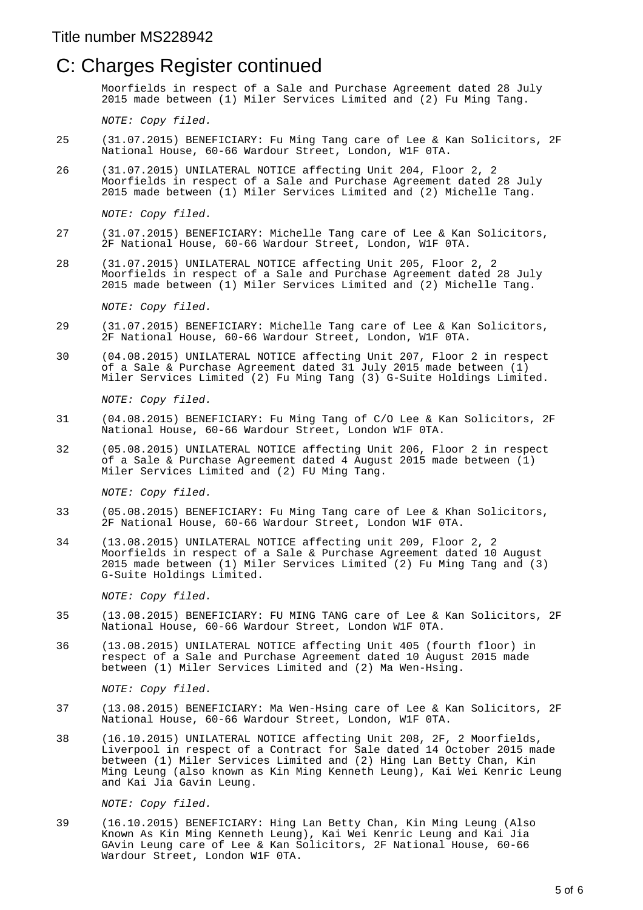Title number MS228942

# C: Charges Register continued

Moorfields in respect of a Sale and Purchase Agreement dated 28 July 2015 made between (1) Miler Services Limited and (2) Fu Ming Tang.

*NOTE: Copy filed.*

25 (31.07.2015) BENEFICIARY: Fu Ming Tang care of Lee & Kan Solicitors, 2F National House, 60-66 Wardour Street, London, W1F 0TA.

26 (31.07.2015) UNILATERAL NOTICE affecting Unit 204, Floor 2, 2 Moorfields in respect of a Sale and Purchase Agreement dated 28 July 2015 made between (1) Miler Services Limited and (2) Michelle Tang.

*NOTE: Copy filed.*

27 (31.07.2015) BENEFICIARY: Michelle Tang care of Lee & Kan Solicitors, 2F National House, 60-66 Wardour Street, London, W1F 0TA.

28 (31.07.2015) UNILATERAL NOTICE affecting Unit 205, Floor 2, 2 Moorfields in respect of a Sale and Purchase Agreement dated 28 July 2015 made between (1) Miler Services Limited and (2) Michelle Tang.

*NOTE: Copy filed.*

29 (31.07.2015) BENEFICIARY: Michelle Tang care of Lee & Kan Solicitors, 2F National House, 60-66 Wardour Street, London, W1F 0TA.

30 (04.08.2015) UNILATERAL NOTICE affecting Unit 207, Floor 2 in respect of a Sale & Purchase Agreement dated 31 July 2015 made between (1) Miler Services Limited (2) Fu Ming Tang (3) G-Suite Holdings Limited.

*NOTE: Copy filed.*

31 (04.08.2015) BENEFICIARY: Fu Ming Tang of C/O Lee & Kan Solicitors, 2F National House, 60-66 Wardour Street, London W1F 0TA.

32 (05.08.2015) UNILATERAL NOTICE affecting Unit 206, Floor 2 in respect of a Sale & Purchase Agreement dated 4 August 2015 made between (1) Miler Services Limited and (2) FU Ming Tang.

*NOTE: Copy filed.*

33 (05.08.2015) BENEFICIARY: Fu Ming Tang care of Lee & Khan Solicitors, 2F National House, 60-66 Wardour Street, London W1F 0TA.

34 (13.08.2015) UNILATERAL NOTICE affecting unit 209, Floor 2, 2 Moorfields in respect of a Sale & Purchase Agreement dated 10 August 2015 made between (1) Miler Services Limited (2) Fu Ming Tang and (3) G-Suite Holdings Limited.

*NOTE: Copy filed.*

35 (13.08.2015) BENEFICIARY: FU MING TANG care of Lee & Kan Solicitors, 2F National House, 60-66 Wardour Street, London W1F 0TA.

36 (13.08.2015) UNILATERAL NOTICE affecting Unit 405 (fourth floor) in respect of a Sale and Purchase Agreement dated 10 August 2015 made between (1) Miler Services Limited and (2) Ma Wen-Hsing.

*NOTE: Copy filed.*

37 (13.08.2015) BENEFICIARY: Ma Wen-Hsing care of Lee & Kan Solicitors, 2F National House, 60-66 Wardour Street, London, W1F 0TA.

38 (16.10.2015) UNILATERAL NOTICE affecting Unit 208, 2F, 2 Moorfields, Liverpool in respect of a Contract for Sale dated 14 October 2015 made between (1) Miler Services Limited and (2) Hing Lan Betty Chan, Kin Ming Leung (also known as Kin Ming Kenneth Leung), Kai Wei Kenric Leung and Kai Jia Gavin Leung.

*NOTE: Copy filed.*

39 (16.10.2015) BENEFICIARY: Hing Lan Betty Chan, Kin Ming Leung (Also Known As Kin Ming Kenneth Leung), Kai Wei Kenric Leung and Kai Jia GAvin Leung care of Lee & Kan Solicitors, 2F National House, 60-66 Wardour Street, London W1F 0TA.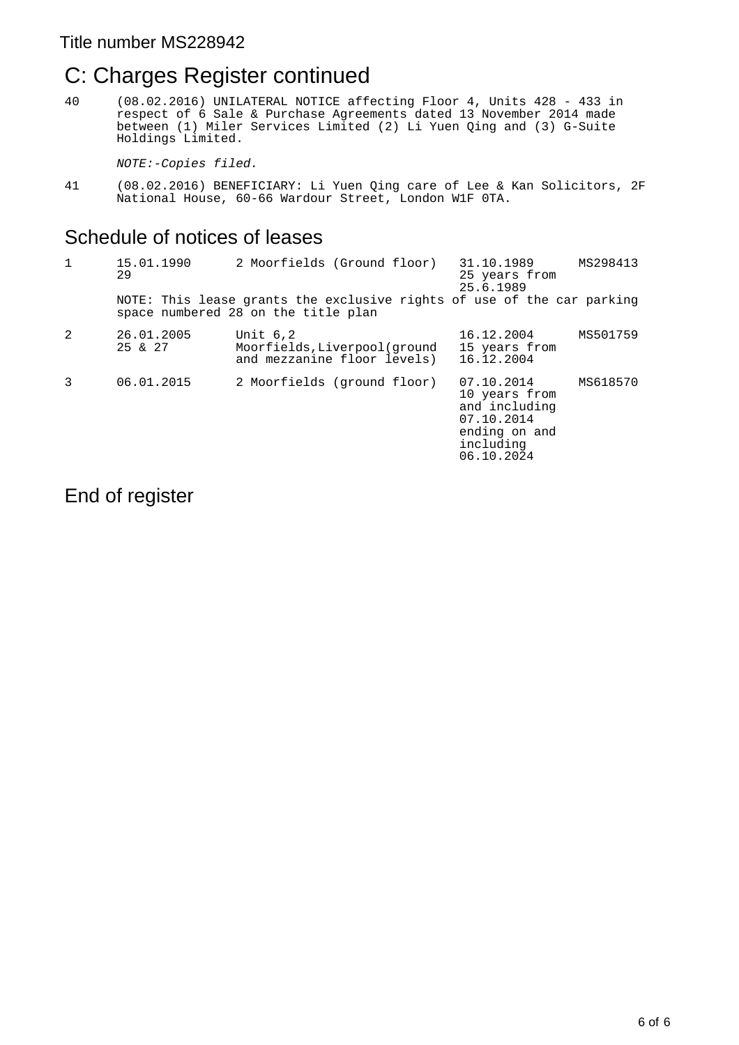Title number MS228942

## C: Charges Register continued

40 (08.02.2016) UNILATERAL NOTICE affecting Floor 4, Units 428 - 433 in respect of 6 Sale & Purchase Agreements dated 13 November 2014 made between (1) Miler Services Limited (2) Li Yuen Qing and (3) G-Suite Holdings Limited.

*NOTE:-Copies filed.*

41 (08.02.2016) BENEFICIARY: Li Yuen Qing care of Lee & Kan Solicitors, 2F National House, 60-66 Wardour Street, London W1F 0TA.

## Schedule of notices of leases

| | | | | |
|---|---|---|---|---|
| 1 | 15.01.1990 29 | 2 Moorfields (Ground floor) | 31.10.1989 25 years from 25.6.1989 | MS298413 |
| | NOTE: This lease grants the exclusive rights of use of the car parking space numbered 28 on the title plan | | | |
| 2 | 26.01.2005 25 & 27 | Unit 6,2 Moorfields,Liverpool(ground and mezzanine floor levels) | 16.12.2004 15 years from 16.12.2004 | MS501759 |
| 3 | 06.01.2015 | 2 Moorfields (ground floor) | 07.10.2014 10 years from and including 07.10.2014 ending on and including 06.10.2024 | MS618570 |

## End of register